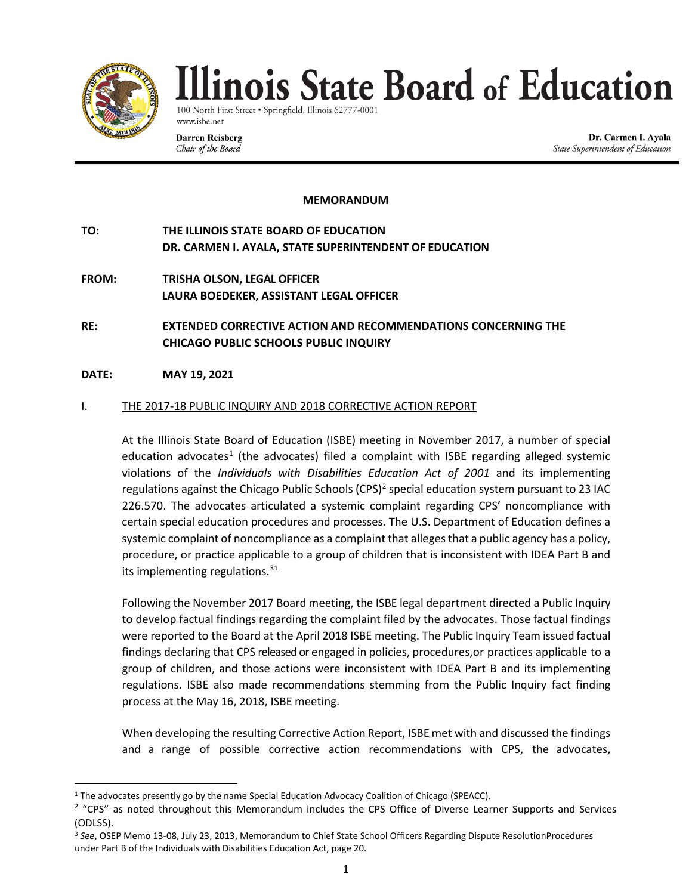# Illinois State Board of Education

100 North First Street • Springfield, Illinois 62777-0001
www.isbe.net

**Darren Reisberg**
*Chair of the Board*

**Dr. Carmen I. Ayala**
*State Superintendent of Education*

---

**MEMORANDUM**

**TO:** THE ILLINOIS STATE BOARD OF EDUCATION
DR. CARMEN I. AYALA, STATE SUPERINTENDENT OF EDUCATION

**FROM:** TRISHA OLSON, LEGAL OFFICER
LAURA BOEDEKER, ASSISTANT LEGAL OFFICER

**RE:** EXTENDED CORRECTIVE ACTION AND RECOMMENDATIONS CONCERNING THE CHICAGO PUBLIC SCHOOLS PUBLIC INQUIRY

**DATE:** MAY 19, 2021

## I. THE 2017-18 PUBLIC INQUIRY AND 2018 CORRECTIVE ACTION REPORT

At the Illinois State Board of Education (ISBE) meeting in November 2017, a number of special education advocates[1] (the advocates) filed a complaint with ISBE regarding alleged systemic violations of the *Individuals with Disabilities Education Act of 2001* and its implementing regulations against the Chicago Public Schools (CPS)[2] special education system pursuant to 23 IAC 226.570. The advocates articulated a systemic complaint regarding CPS' noncompliance with certain special education procedures and processes. The U.S. Department of Education defines a systemic complaint of noncompliance as a complaint that alleges that a public agency has a policy, procedure, or practice applicable to a group of children that is inconsistent with IDEA Part B and its implementing regulations.[31]

Following the November 2017 Board meeting, the ISBE legal department directed a Public Inquiry to develop factual findings regarding the complaint filed by the advocates. Those factual findings were reported to the Board at the April 2018 ISBE meeting. The Public Inquiry Team issued factual findings declaring that CPS released or engaged in policies, procedures,or practices applicable to a group of children, and those actions were inconsistent with IDEA Part B and its implementing regulations. ISBE also made recommendations stemming from the Public Inquiry fact finding process at the May 16, 2018, ISBE meeting.

When developing the resulting Corrective Action Report, ISBE met with and discussed the findings and a range of possible corrective action recommendations with CPS, the advocates,

---

[1] The advocates presently go by the name Special Education Advocacy Coalition of Chicago (SPEACC).

[2] "CPS" as noted throughout this Memorandum includes the CPS Office of Diverse Learner Supports and Services (ODLSS).

[3] *See*, OSEP Memo 13-08, July 23, 2013, Memorandum to Chief State School Officers Regarding Dispute ResolutionProcedures under Part B of the Individuals with Disabilities Education Act, page 20.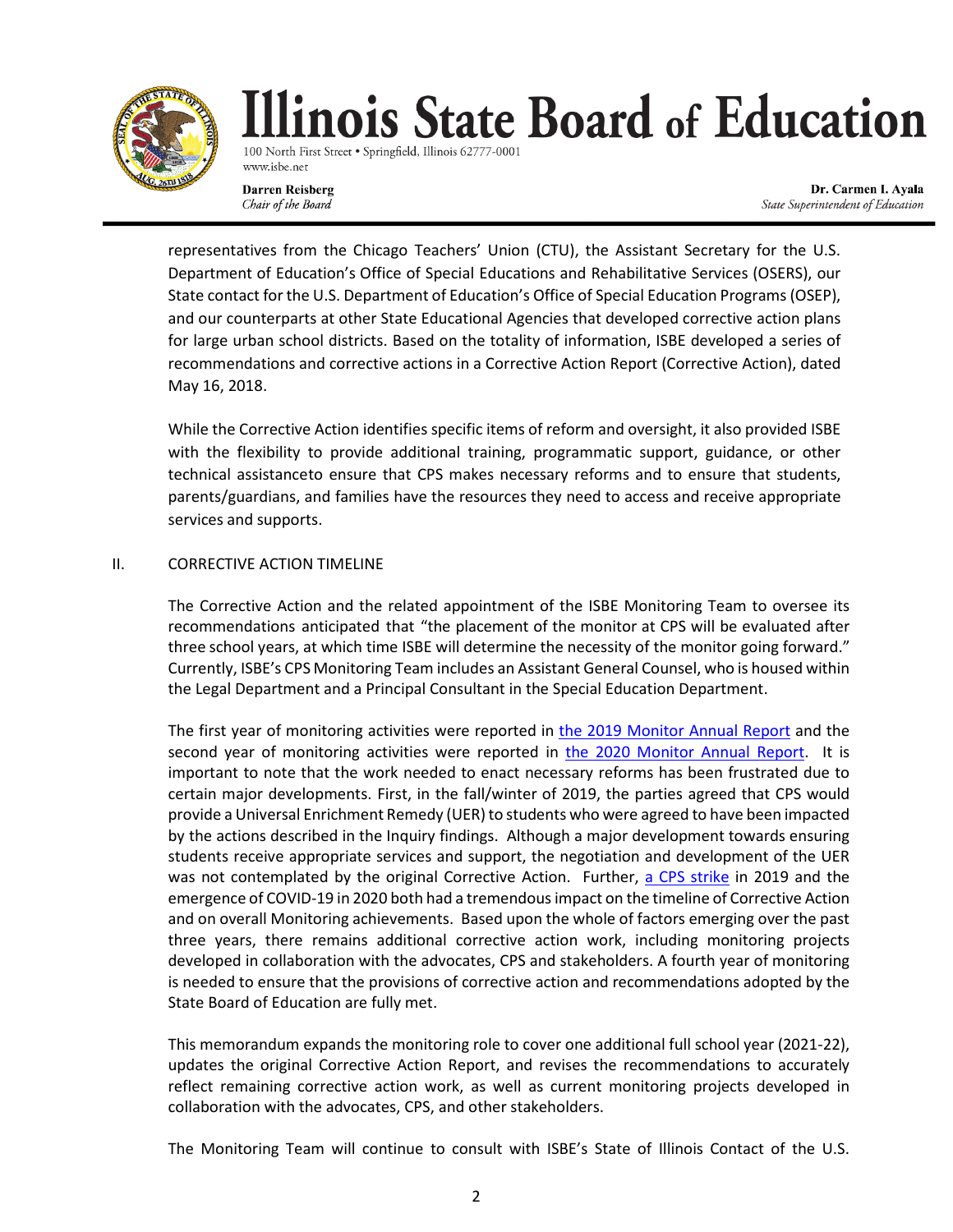representatives from the Chicago Teachers' Union (CTU), the Assistant Secretary for the U.S. Department of Education's Office of Special Educations and Rehabilitative Services (OSERS), our State contact for the U.S. Department of Education's Office of Special Education Programs (OSEP), and our counterparts at other State Educational Agencies that developed corrective action plans for large urban school districts. Based on the totality of information, ISBE developed a series of recommendations and corrective actions in a Corrective Action Report (Corrective Action), dated May 16, 2018.

While the Corrective Action identifies specific items of reform and oversight, it also provided ISBE with the flexibility to provide additional training, programmatic support, guidance, or other technical assistanceto ensure that CPS makes necessary reforms and to ensure that students, parents/guardians, and families have the resources they need to access and receive appropriate services and supports.

## II. CORRECTIVE ACTION TIMELINE

The Corrective Action and the related appointment of the ISBE Monitoring Team to oversee its recommendations anticipated that "the placement of the monitor at CPS will be evaluated after three school years, at which time ISBE will determine the necessity of the monitor going forward." Currently, ISBE's CPS Monitoring Team includes an Assistant General Counsel, who is housed within the Legal Department and a Principal Consultant in the Special Education Department.

The first year of monitoring activities were reported in the 2019 Monitor Annual Report and the second year of monitoring activities were reported in the 2020 Monitor Annual Report. It is important to note that the work needed to enact necessary reforms has been frustrated due to certain major developments. First, in the fall/winter of 2019, the parties agreed that CPS would provide a Universal Enrichment Remedy (UER) to students who were agreed to have been impacted by the actions described in the Inquiry findings. Although a major development towards ensuring students receive appropriate services and support, the negotiation and development of the UER was not contemplated by the original Corrective Action. Further, a CPS strike in 2019 and the emergence of COVID-19 in 2020 both had a tremendous impact on the timeline of Corrective Action and on overall Monitoring achievements. Based upon the whole of factors emerging over the past three years, there remains additional corrective action work, including monitoring projects developed in collaboration with the advocates, CPS and stakeholders. A fourth year of monitoring is needed to ensure that the provisions of corrective action and recommendations adopted by the State Board of Education are fully met.

This memorandum expands the monitoring role to cover one additional full school year (2021-22), updates the original Corrective Action Report, and revises the recommendations to accurately reflect remaining corrective action work, as well as current monitoring projects developed in collaboration with the advocates, CPS, and other stakeholders.

The Monitoring Team will continue to consult with ISBE's State of Illinois Contact of the U.S.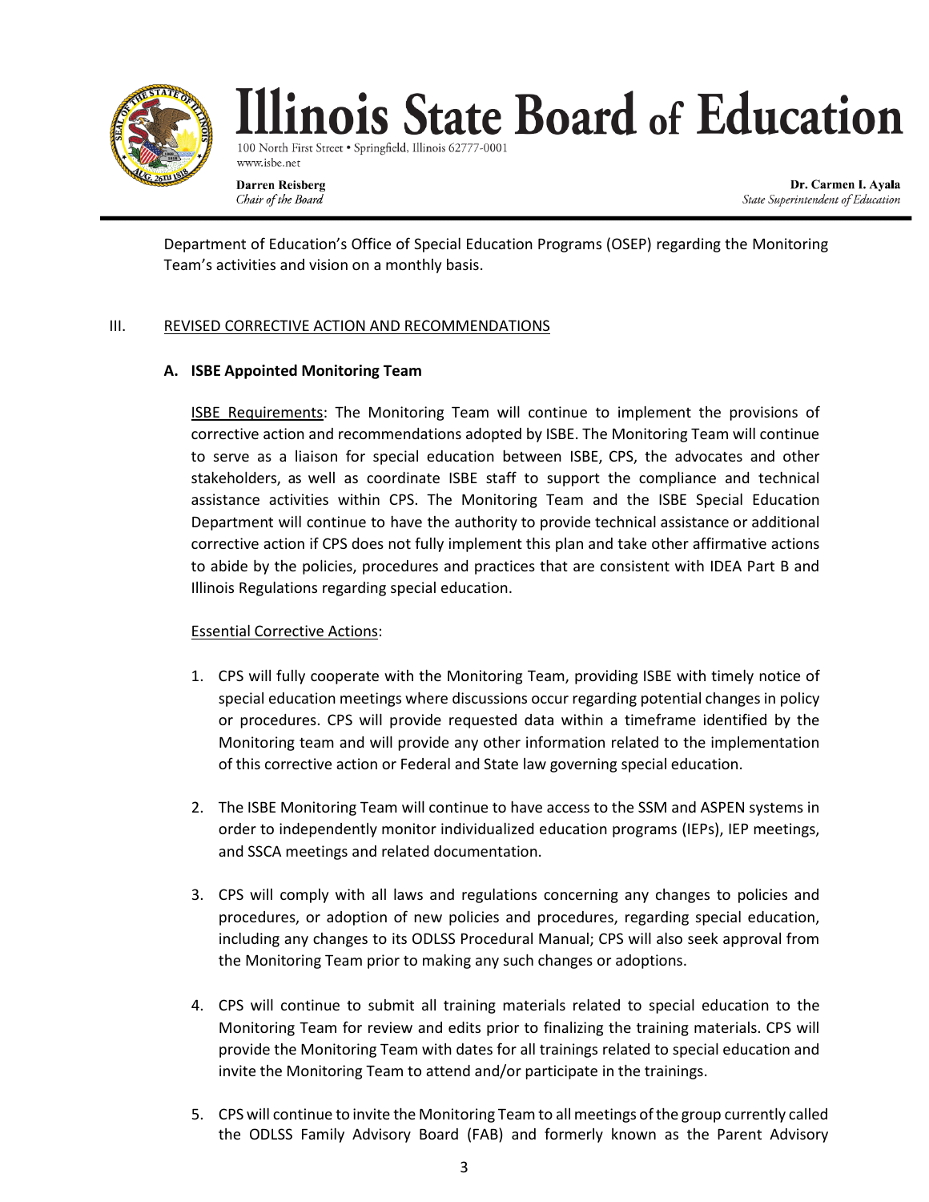Department of Education's Office of Special Education Programs (OSEP) regarding the Monitoring Team's activities and vision on a monthly basis.

## III. REVISED CORRECTIVE ACTION AND RECOMMENDATIONS

### A. ISBE Appointed Monitoring Team

ISBE Requirements: The Monitoring Team will continue to implement the provisions of corrective action and recommendations adopted by ISBE. The Monitoring Team will continue to serve as a liaison for special education between ISBE, CPS, the advocates and other stakeholders, as well as coordinate ISBE staff to support the compliance and technical assistance activities within CPS. The Monitoring Team and the ISBE Special Education Department will continue to have the authority to provide technical assistance or additional corrective action if CPS does not fully implement this plan and take other affirmative actions to abide by the policies, procedures and practices that are consistent with IDEA Part B and Illinois Regulations regarding special education.

Essential Corrective Actions:

1. CPS will fully cooperate with the Monitoring Team, providing ISBE with timely notice of special education meetings where discussions occur regarding potential changes in policy or procedures. CPS will provide requested data within a timeframe identified by the Monitoring team and will provide any other information related to the implementation of this corrective action or Federal and State law governing special education.

2. The ISBE Monitoring Team will continue to have access to the SSM and ASPEN systems in order to independently monitor individualized education programs (IEPs), IEP meetings, and SSCA meetings and related documentation.

3. CPS will comply with all laws and regulations concerning any changes to policies and procedures, or adoption of new policies and procedures, regarding special education, including any changes to its ODLSS Procedural Manual; CPS will also seek approval from the Monitoring Team prior to making any such changes or adoptions.

4. CPS will continue to submit all training materials related to special education to the Monitoring Team for review and edits prior to finalizing the training materials. CPS will provide the Monitoring Team with dates for all trainings related to special education and invite the Monitoring Team to attend and/or participate in the trainings.

5. CPS will continue to invite the Monitoring Team to all meetings of the group currently called the ODLSS Family Advisory Board (FAB) and formerly known as the Parent Advisory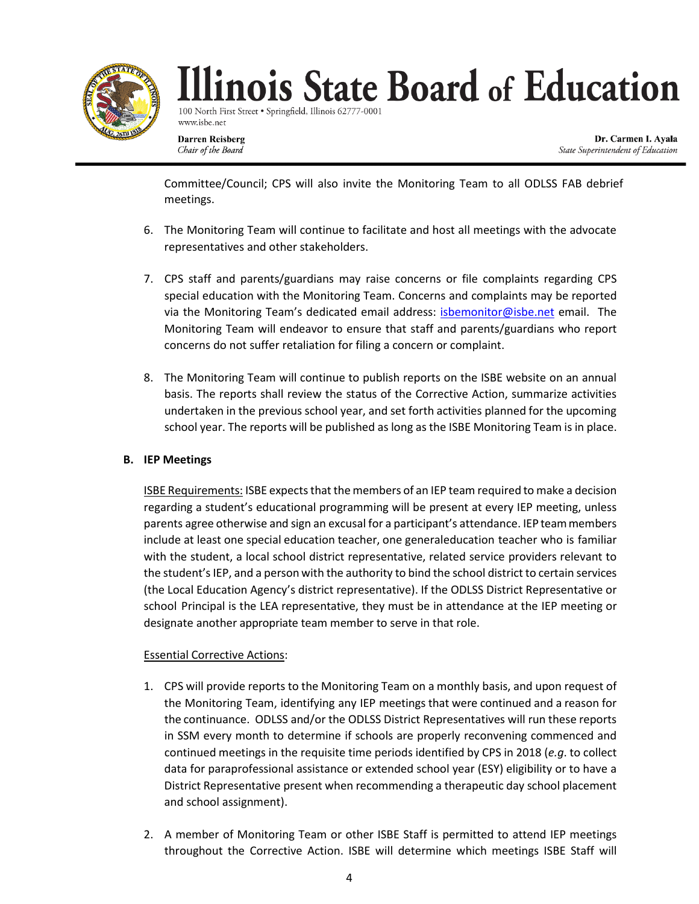Committee/Council; CPS will also invite the Monitoring Team to all ODLSS FAB debrief meetings.

6. The Monitoring Team will continue to facilitate and host all meetings with the advocate representatives and other stakeholders.

7. CPS staff and parents/guardians may raise concerns or file complaints regarding CPS special education with the Monitoring Team. Concerns and complaints may be reported via the Monitoring Team's dedicated email address: isbemonitor@isbe.net email. The Monitoring Team will endeavor to ensure that staff and parents/guardians who report concerns do not suffer retaliation for filing a concern or complaint.

8. The Monitoring Team will continue to publish reports on the ISBE website on an annual basis. The reports shall review the status of the Corrective Action, summarize activities undertaken in the previous school year, and set forth activities planned for the upcoming school year. The reports will be published as long as the ISBE Monitoring Team is in place.

**B. IEP Meetings**

ISBE Requirements: ISBE expects that the members of an IEP team required to make a decision regarding a student's educational programming will be present at every IEP meeting, unless parents agree otherwise and sign an excusal for a participant's attendance. IEP team members include at least one special education teacher, one generaleducation teacher who is familiar with the student, a local school district representative, related service providers relevant to the student's IEP, and a person with the authority to bind the school district to certain services (the Local Education Agency's district representative). If the ODLSS District Representative or school Principal is the LEA representative, they must be in attendance at the IEP meeting or designate another appropriate team member to serve in that role.

Essential Corrective Actions:

1. CPS will provide reports to the Monitoring Team on a monthly basis, and upon request of the Monitoring Team, identifying any IEP meetings that were continued and a reason for the continuance. ODLSS and/or the ODLSS District Representatives will run these reports in SSM every month to determine if schools are properly reconvening commenced and continued meetings in the requisite time periods identified by CPS in 2018 (*e.g*. to collect data for paraprofessional assistance or extended school year (ESY) eligibility or to have a District Representative present when recommending a therapeutic day school placement and school assignment).

2. A member of Monitoring Team or other ISBE Staff is permitted to attend IEP meetings throughout the Corrective Action. ISBE will determine which meetings ISBE Staff will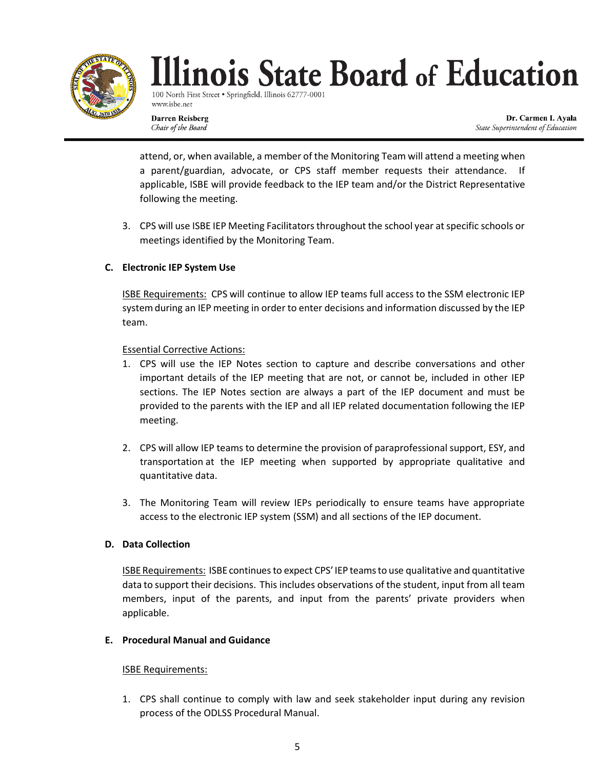attend, or, when available, a member of the Monitoring Team will attend a meeting when a parent/guardian, advocate, or CPS staff member requests their attendance. If applicable, ISBE will provide feedback to the IEP team and/or the District Representative following the meeting.

3. CPS will use ISBE IEP Meeting Facilitators throughout the school year at specific schools or meetings identified by the Monitoring Team.

**C. Electronic IEP System Use**

ISBE Requirements: CPS will continue to allow IEP teams full access to the SSM electronic IEP system during an IEP meeting in order to enter decisions and information discussed by the IEP team.

Essential Corrective Actions:

1. CPS will use the IEP Notes section to capture and describe conversations and other important details of the IEP meeting that are not, or cannot be, included in other IEP sections. The IEP Notes section are always a part of the IEP document and must be provided to the parents with the IEP and all IEP related documentation following the IEP meeting.

2. CPS will allow IEP teams to determine the provision of paraprofessional support, ESY, and transportation at the IEP meeting when supported by appropriate qualitative and quantitative data.

3. The Monitoring Team will review IEPs periodically to ensure teams have appropriate access to the electronic IEP system (SSM) and all sections of the IEP document.

**D. Data Collection**

ISBE Requirements: ISBE continues to expect CPS' IEP teams to use qualitative and quantitative data to support their decisions. This includes observations of the student, input from all team members, input of the parents, and input from the parents' private providers when applicable.

**E. Procedural Manual and Guidance**

ISBE Requirements:

1. CPS shall continue to comply with law and seek stakeholder input during any revision process of the ODLSS Procedural Manual.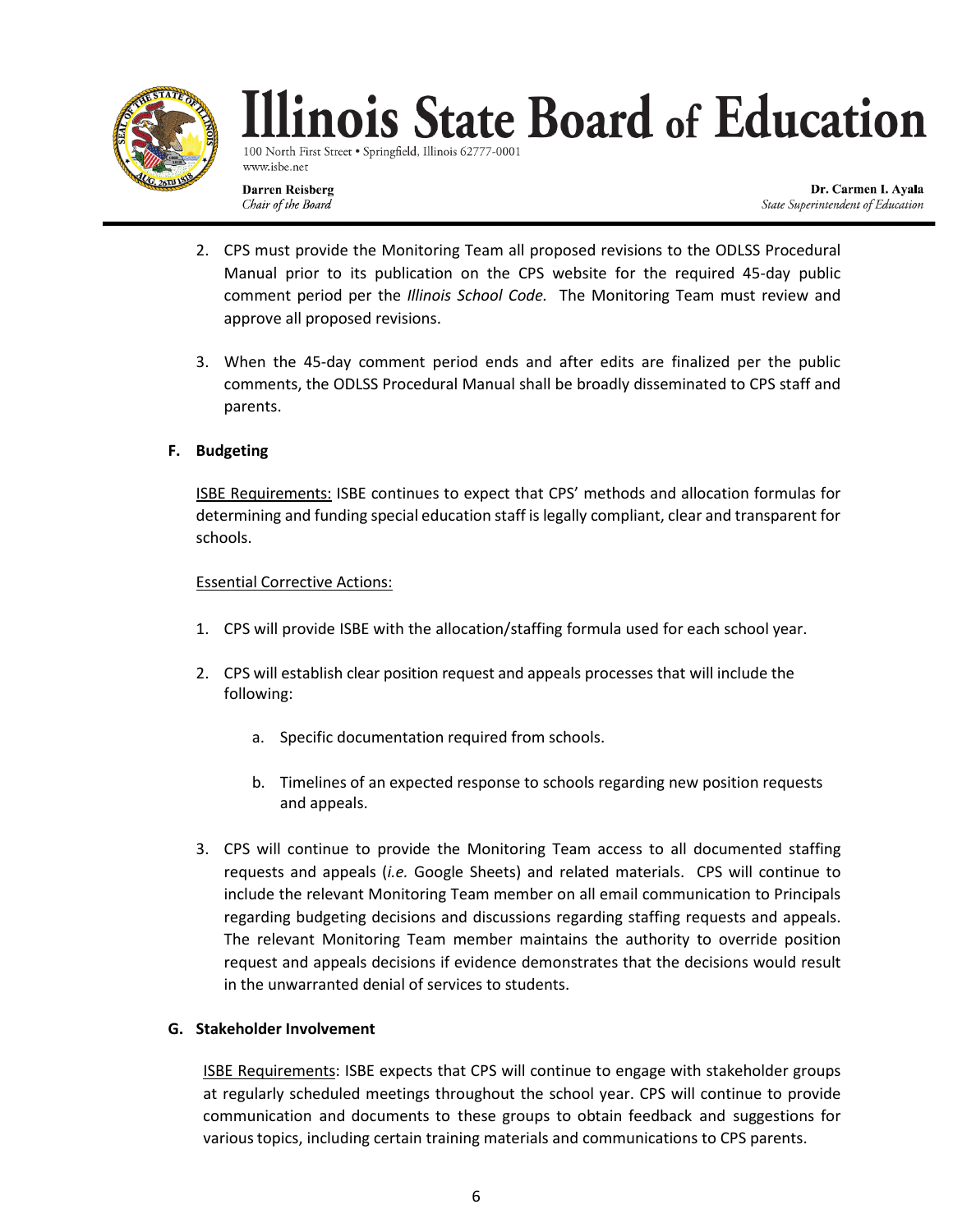2. CPS must provide the Monitoring Team all proposed revisions to the ODLSS Procedural Manual prior to its publication on the CPS website for the required 45-day public comment period per the *Illinois School Code.* The Monitoring Team must review and approve all proposed revisions.

3. When the 45-day comment period ends and after edits are finalized per the public comments, the ODLSS Procedural Manual shall be broadly disseminated to CPS staff and parents.

### F. Budgeting

<u>ISBE Requirements:</u> ISBE continues to expect that CPS' methods and allocation formulas for determining and funding special education staff is legally compliant, clear and transparent for schools.

<u>Essential Corrective Actions:</u>

1. CPS will provide ISBE with the allocation/staffing formula used for each school year.

2. CPS will establish clear position request and appeals processes that will include the following:

    a. Specific documentation required from schools.

    b. Timelines of an expected response to schools regarding new position requests and appeals.

3. CPS will continue to provide the Monitoring Team access to all documented staffing requests and appeals (*i.e.* Google Sheets) and related materials. CPS will continue to include the relevant Monitoring Team member on all email communication to Principals regarding budgeting decisions and discussions regarding staffing requests and appeals. The relevant Monitoring Team member maintains the authority to override position request and appeals decisions if evidence demonstrates that the decisions would result in the unwarranted denial of services to students.

### G. Stakeholder Involvement

<u>ISBE Requirements</u>: ISBE expects that CPS will continue to engage with stakeholder groups at regularly scheduled meetings throughout the school year. CPS will continue to provide communication and documents to these groups to obtain feedback and suggestions for various topics, including certain training materials and communications to CPS parents.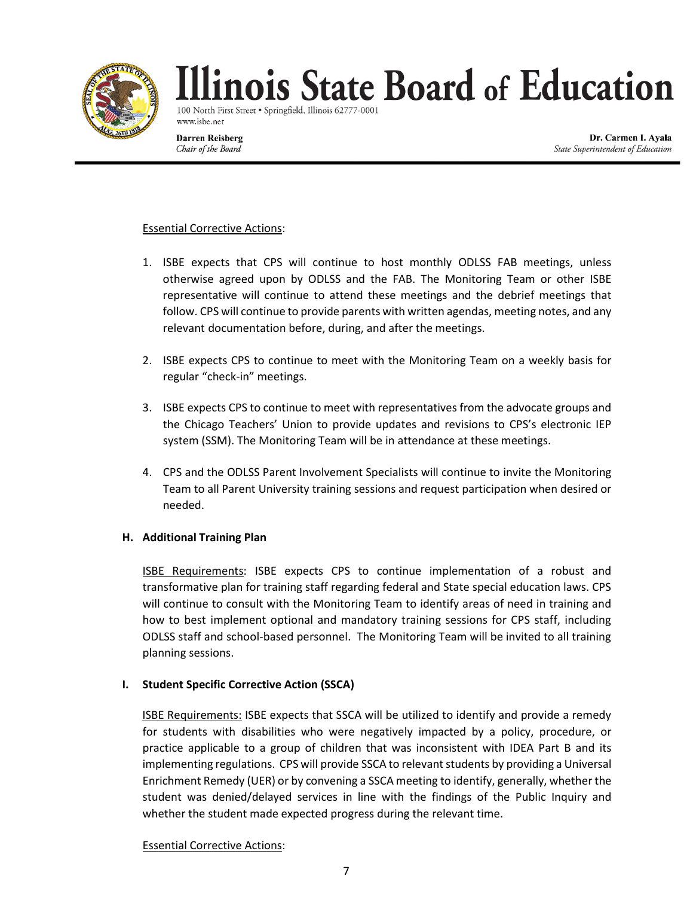Essential Corrective Actions:

1. ISBE expects that CPS will continue to host monthly ODLSS FAB meetings, unless otherwise agreed upon by ODLSS and the FAB. The Monitoring Team or other ISBE representative will continue to attend these meetings and the debrief meetings that follow. CPS will continue to provide parents with written agendas, meeting notes, and any relevant documentation before, during, and after the meetings.

2. ISBE expects CPS to continue to meet with the Monitoring Team on a weekly basis for regular "check-in" meetings.

3. ISBE expects CPS to continue to meet with representatives from the advocate groups and the Chicago Teachers' Union to provide updates and revisions to CPS's electronic IEP system (SSM). The Monitoring Team will be in attendance at these meetings.

4. CPS and the ODLSS Parent Involvement Specialists will continue to invite the Monitoring Team to all Parent University training sessions and request participation when desired or needed.

### H. Additional Training Plan

ISBE Requirements: ISBE expects CPS to continue implementation of a robust and transformative plan for training staff regarding federal and State special education laws. CPS will continue to consult with the Monitoring Team to identify areas of need in training and how to best implement optional and mandatory training sessions for CPS staff, including ODLSS staff and school-based personnel. The Monitoring Team will be invited to all training planning sessions.

### I. Student Specific Corrective Action (SSCA)

ISBE Requirements: ISBE expects that SSCA will be utilized to identify and provide a remedy for students with disabilities who were negatively impacted by a policy, procedure, or practice applicable to a group of children that was inconsistent with IDEA Part B and its implementing regulations. CPS will provide SSCA to relevant students by providing a Universal Enrichment Remedy (UER) or by convening a SSCA meeting to identify, generally, whether the student was denied/delayed services in line with the findings of the Public Inquiry and whether the student made expected progress during the relevant time.

Essential Corrective Actions: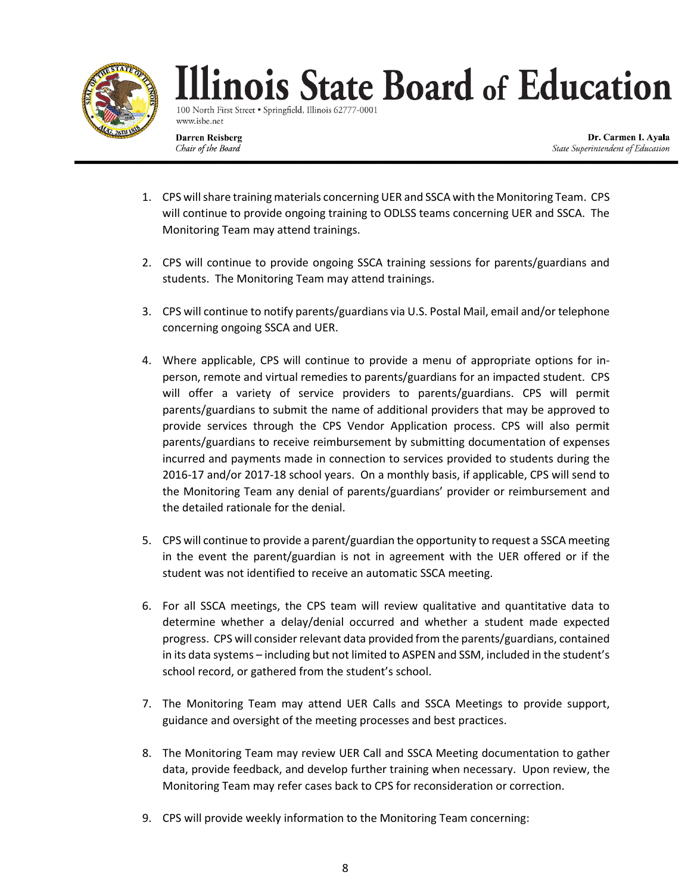1. CPS will share training materials concerning UER and SSCA with the Monitoring Team. CPS will continue to provide ongoing training to ODLSS teams concerning UER and SSCA. The Monitoring Team may attend trainings.

2. CPS will continue to provide ongoing SSCA training sessions for parents/guardians and students. The Monitoring Team may attend trainings.

3. CPS will continue to notify parents/guardians via U.S. Postal Mail, email and/or telephone concerning ongoing SSCA and UER.

4. Where applicable, CPS will continue to provide a menu of appropriate options for in-person, remote and virtual remedies to parents/guardians for an impacted student. CPS will offer a variety of service providers to parents/guardians. CPS will permit parents/guardians to submit the name of additional providers that may be approved to provide services through the CPS Vendor Application process. CPS will also permit parents/guardians to receive reimbursement by submitting documentation of expenses incurred and payments made in connection to services provided to students during the 2016-17 and/or 2017-18 school years. On a monthly basis, if applicable, CPS will send to the Monitoring Team any denial of parents/guardians' provider or reimbursement and the detailed rationale for the denial.

5. CPS will continue to provide a parent/guardian the opportunity to request a SSCA meeting in the event the parent/guardian is not in agreement with the UER offered or if the student was not identified to receive an automatic SSCA meeting.

6. For all SSCA meetings, the CPS team will review qualitative and quantitative data to determine whether a delay/denial occurred and whether a student made expected progress. CPS will consider relevant data provided from the parents/guardians, contained in its data systems – including but not limited to ASPEN and SSM, included in the student's school record, or gathered from the student's school.

7. The Monitoring Team may attend UER Calls and SSCA Meetings to provide support, guidance and oversight of the meeting processes and best practices.

8. The Monitoring Team may review UER Call and SSCA Meeting documentation to gather data, provide feedback, and develop further training when necessary. Upon review, the Monitoring Team may refer cases back to CPS for reconsideration or correction.

9. CPS will provide weekly information to the Monitoring Team concerning: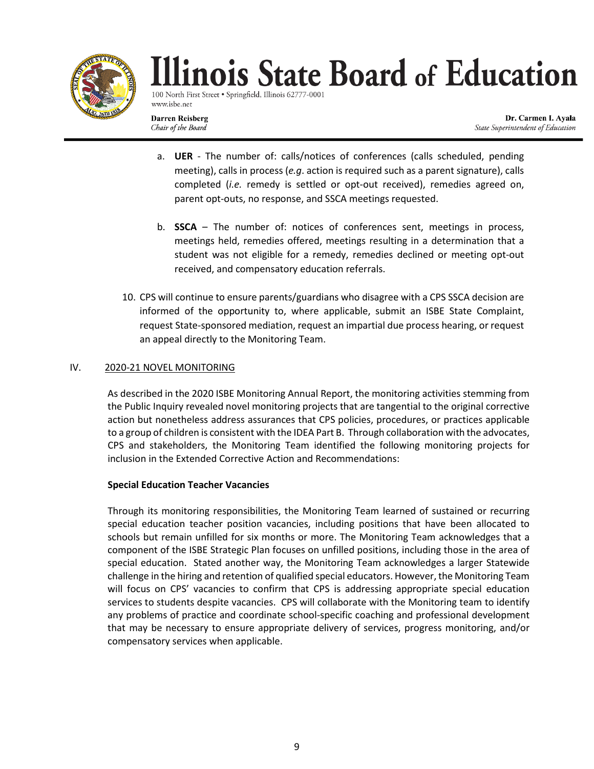a. **UER** - The number of: calls/notices of conferences (calls scheduled, pending meeting), calls in process (*e.g*. action is required such as a parent signature), calls completed (*i.e.* remedy is settled or opt-out received), remedies agreed on, parent opt-outs, no response, and SSCA meetings requested.

b. **SSCA** – The number of: notices of conferences sent, meetings in process, meetings held, remedies offered, meetings resulting in a determination that a student was not eligible for a remedy, remedies declined or meeting opt-out received, and compensatory education referrals.

10. CPS will continue to ensure parents/guardians who disagree with a CPS SSCA decision are informed of the opportunity to, where applicable, submit an ISBE State Complaint, request State-sponsored mediation, request an impartial due process hearing, or request an appeal directly to the Monitoring Team.

## IV. 2020-21 NOVEL MONITORING

As described in the 2020 ISBE Monitoring Annual Report, the monitoring activities stemming from the Public Inquiry revealed novel monitoring projects that are tangential to the original corrective action but nonetheless address assurances that CPS policies, procedures, or practices applicable to a group of children is consistent with the IDEA Part B. Through collaboration with the advocates, CPS and stakeholders, the Monitoring Team identified the following monitoring projects for inclusion in the Extended Corrective Action and Recommendations:

**Special Education Teacher Vacancies**

Through its monitoring responsibilities, the Monitoring Team learned of sustained or recurring special education teacher position vacancies, including positions that have been allocated to schools but remain unfilled for six months or more. The Monitoring Team acknowledges that a component of the ISBE Strategic Plan focuses on unfilled positions, including those in the area of special education. Stated another way, the Monitoring Team acknowledges a larger Statewide challenge in the hiring and retention of qualified special educators. However, the Monitoring Team will focus on CPS' vacancies to confirm that CPS is addressing appropriate special education services to students despite vacancies. CPS will collaborate with the Monitoring team to identify any problems of practice and coordinate school-specific coaching and professional development that may be necessary to ensure appropriate delivery of services, progress monitoring, and/or compensatory services when applicable.